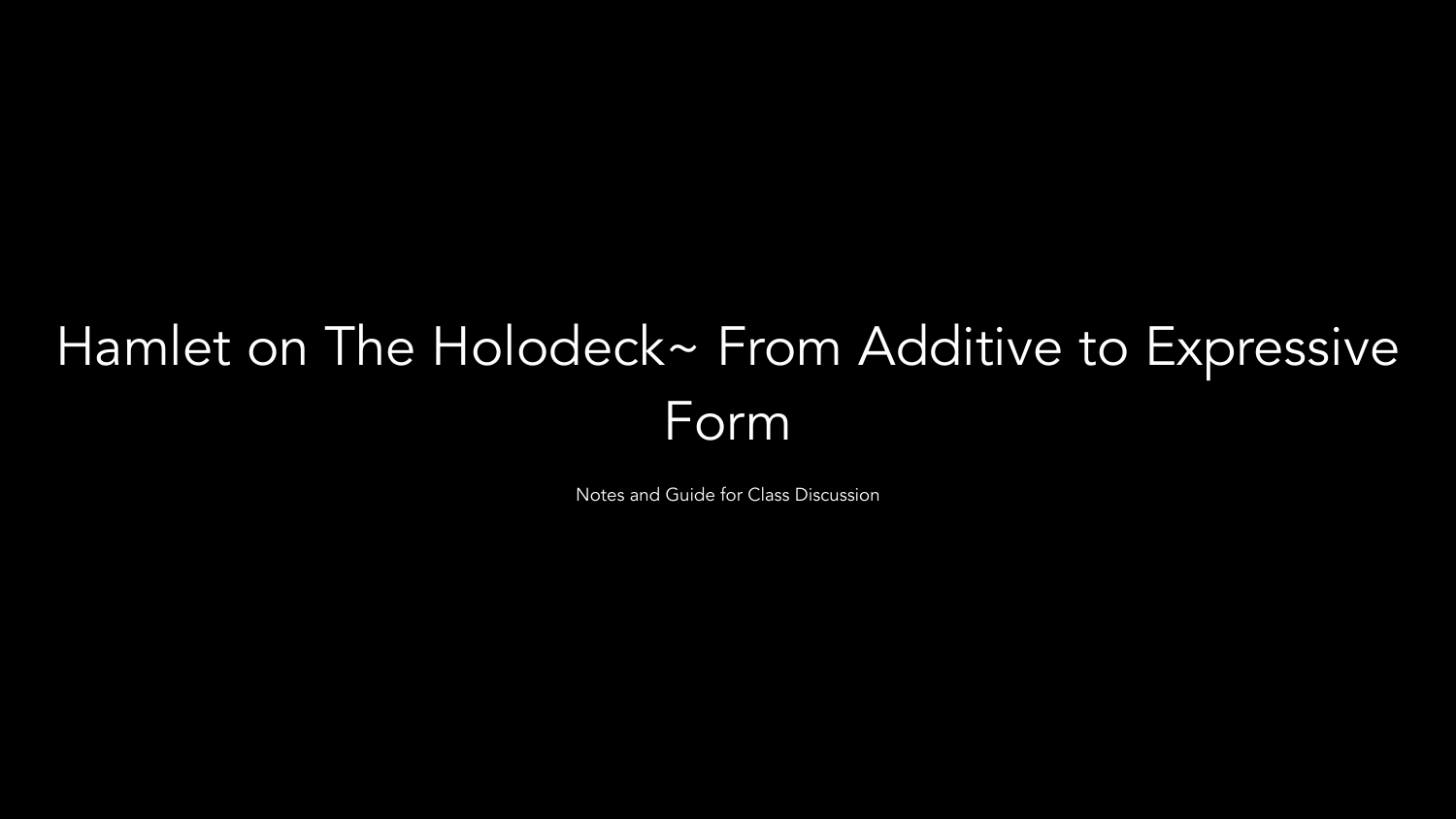# Hamlet on The Holodeck~ From Additive to Expressive Form

Notes and Guide for Class Discussion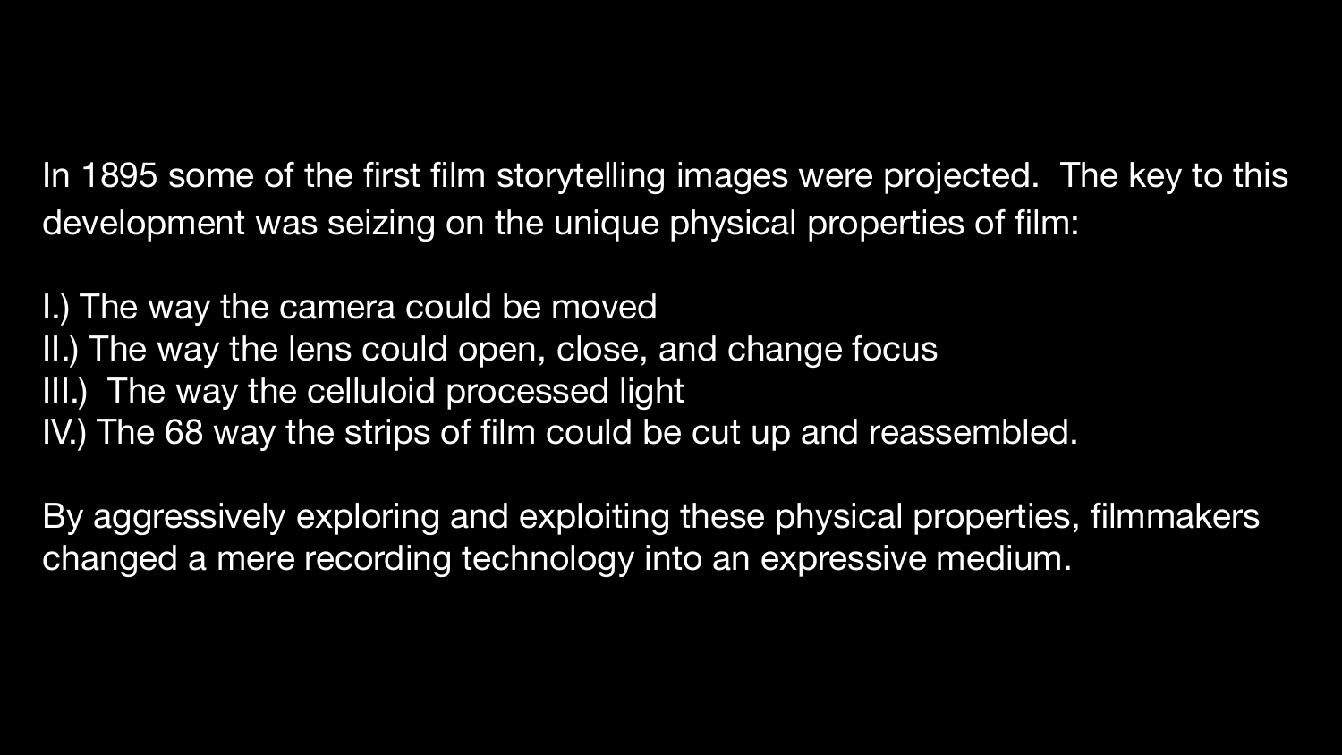In 1895 some of the first film storytelling images were projected. The key to this development was seizing on the unique physical properties of film:

I.) The way the camera could be moved
II.) The way the lens could open, close, and change focus
III.) The way the celluloid processed light
IV.) The 68 way the strips of film could be cut up and reassembled.

By aggressively exploring and exploiting these physical properties, filmmakers changed a mere recording technology into an expressive medium.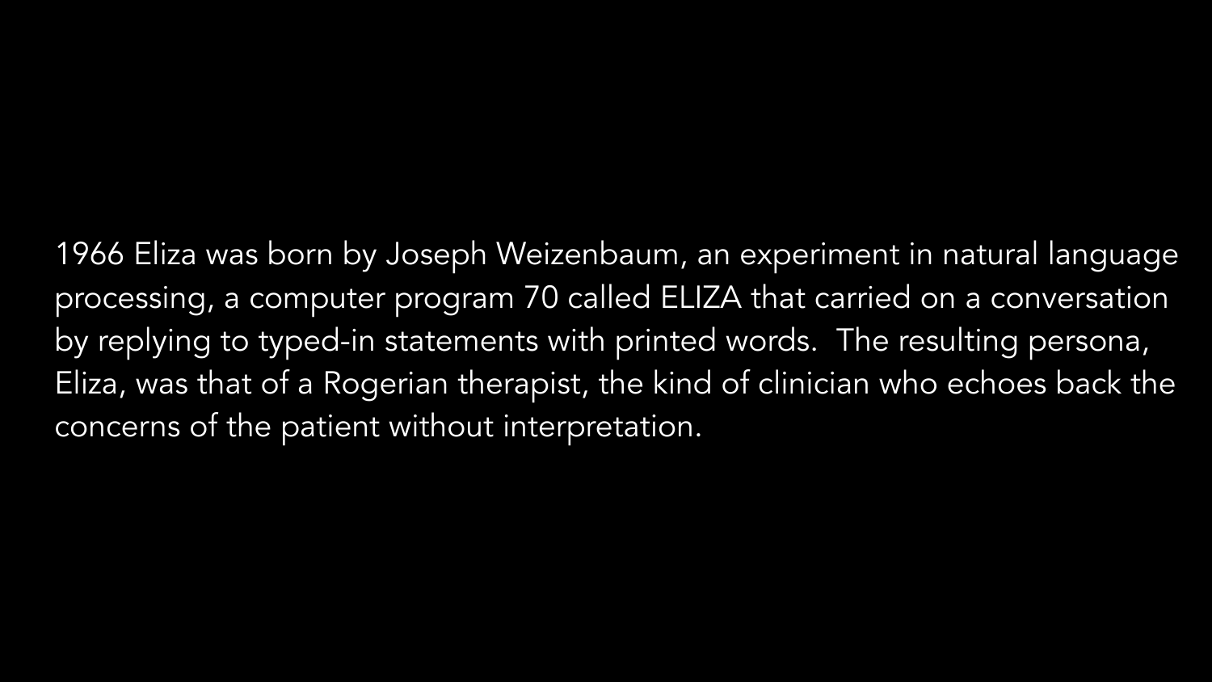1966 Eliza was born by Joseph Weizenbaum, an experiment in natural language processing, a computer program 70 called ELIZA that carried on a conversation by replying to typed-in statements with printed words.  The resulting persona, Eliza, was that of a Rogerian therapist, the kind of clinician who echoes back the concerns of the patient without interpretation.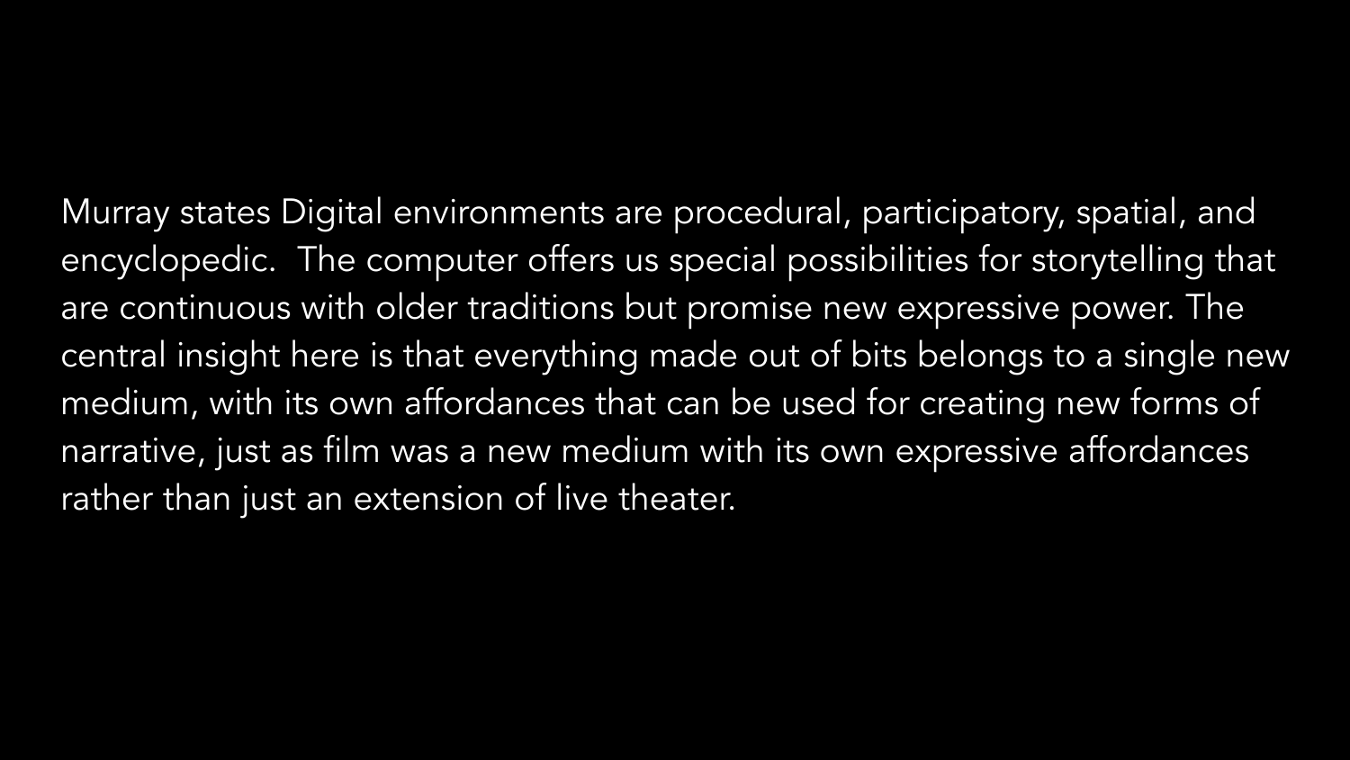Murray states Digital environments are procedural, participatory, spatial, and encyclopedic.  The computer offers us special possibilities for storytelling that are continuous with older traditions but promise new expressive power. The central insight here is that everything made out of bits belongs to a single new medium, with its own affordances that can be used for creating new forms of narrative, just as film was a new medium with its own expressive affordances rather than just an extension of live theater.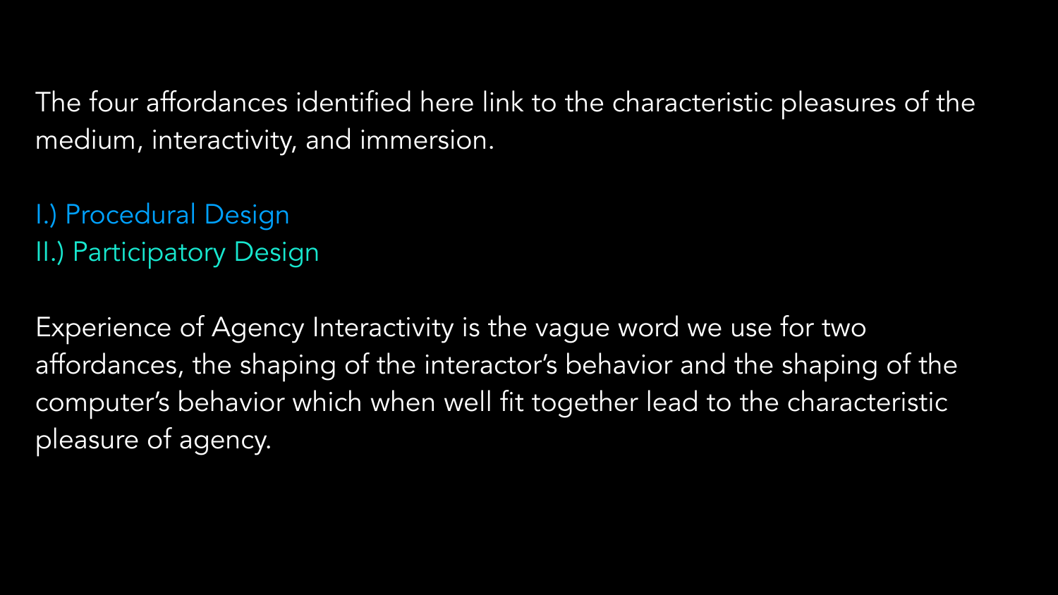The four affordances identified here link to the characteristic pleasures of the medium, interactivity, and immersion.

I.) Procedural Design
II.) Participatory Design

Experience of Agency Interactivity is the vague word we use for two affordances, the shaping of the interactor's behavior and the shaping of the computer's behavior which when well fit together lead to the characteristic pleasure of agency.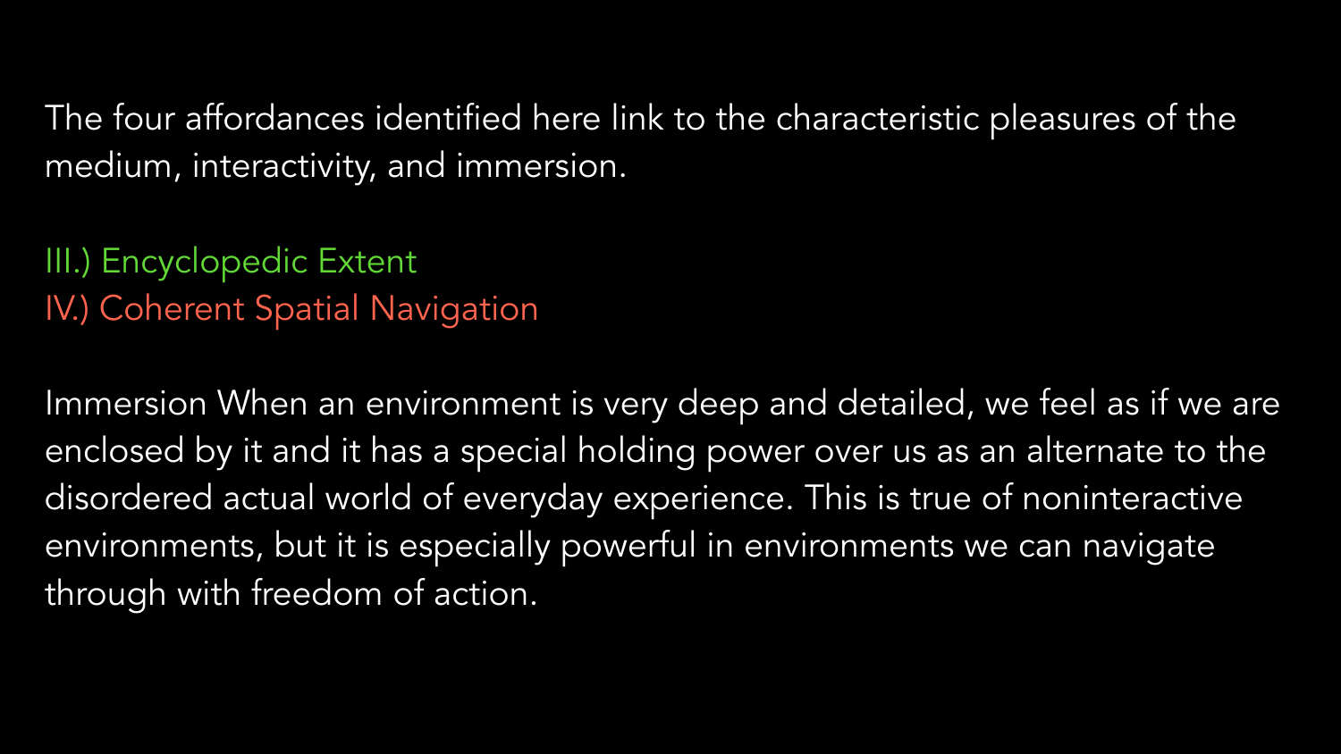The four affordances identified here link to the characteristic pleasures of the medium, interactivity, and immersion.

III.) Encyclopedic Extent
IV.) Coherent Spatial Navigation

Immersion When an environment is very deep and detailed, we feel as if we are enclosed by it and it has a special holding power over us as an alternate to the disordered actual world of everyday experience. This is true of noninteractive environments, but it is especially powerful in environments we can navigate through with freedom of action.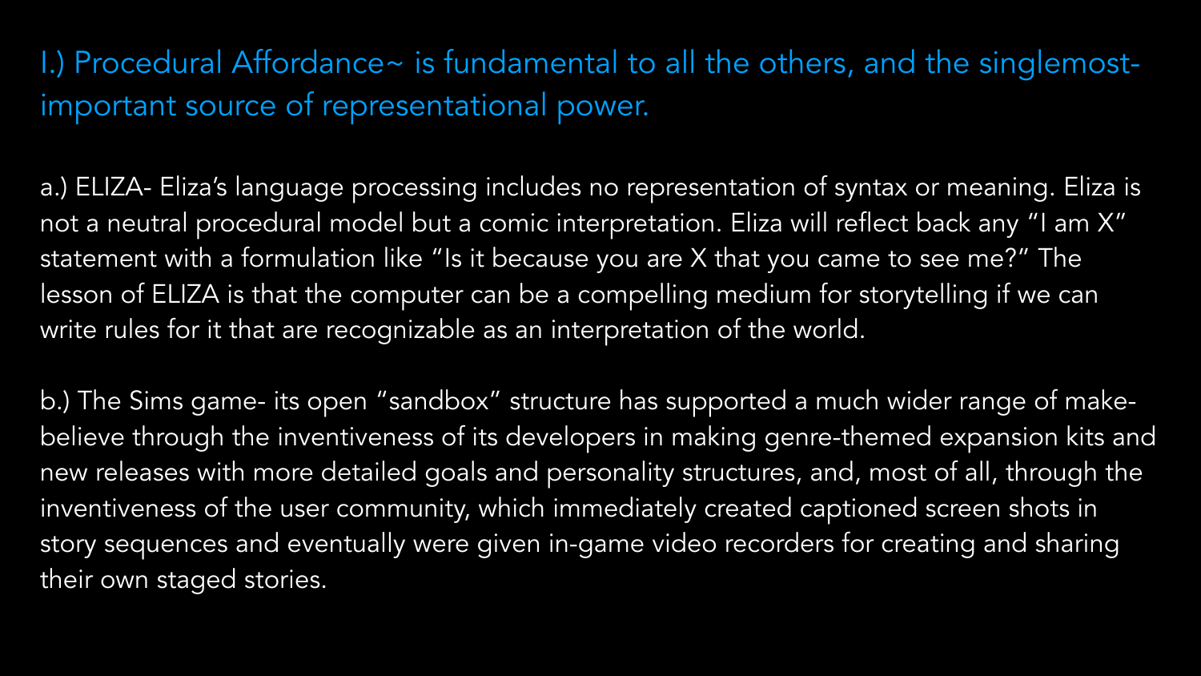## I.) Procedural Affordance~ is fundamental to all the others, and the singlemost-important source of representational power.

a.) ELIZA- Eliza's language processing includes no representation of syntax or meaning. Eliza is not a neutral procedural model but a comic interpretation. Eliza will reflect back any "I am X" statement with a formulation like "Is it because you are X that you came to see me?" The lesson of ELIZA is that the computer can be a compelling medium for storytelling if we can write rules for it that are recognizable as an interpretation of the world.

b.) The Sims game- its open "sandbox" structure has supported a much wider range of make-believe through the inventiveness of its developers in making genre-themed expansion kits and new releases with more detailed goals and personality structures, and, most of all, through the inventiveness of the user community, which immediately created captioned screen shots in story sequences and eventually were given in-game video recorders for creating and sharing their own staged stories.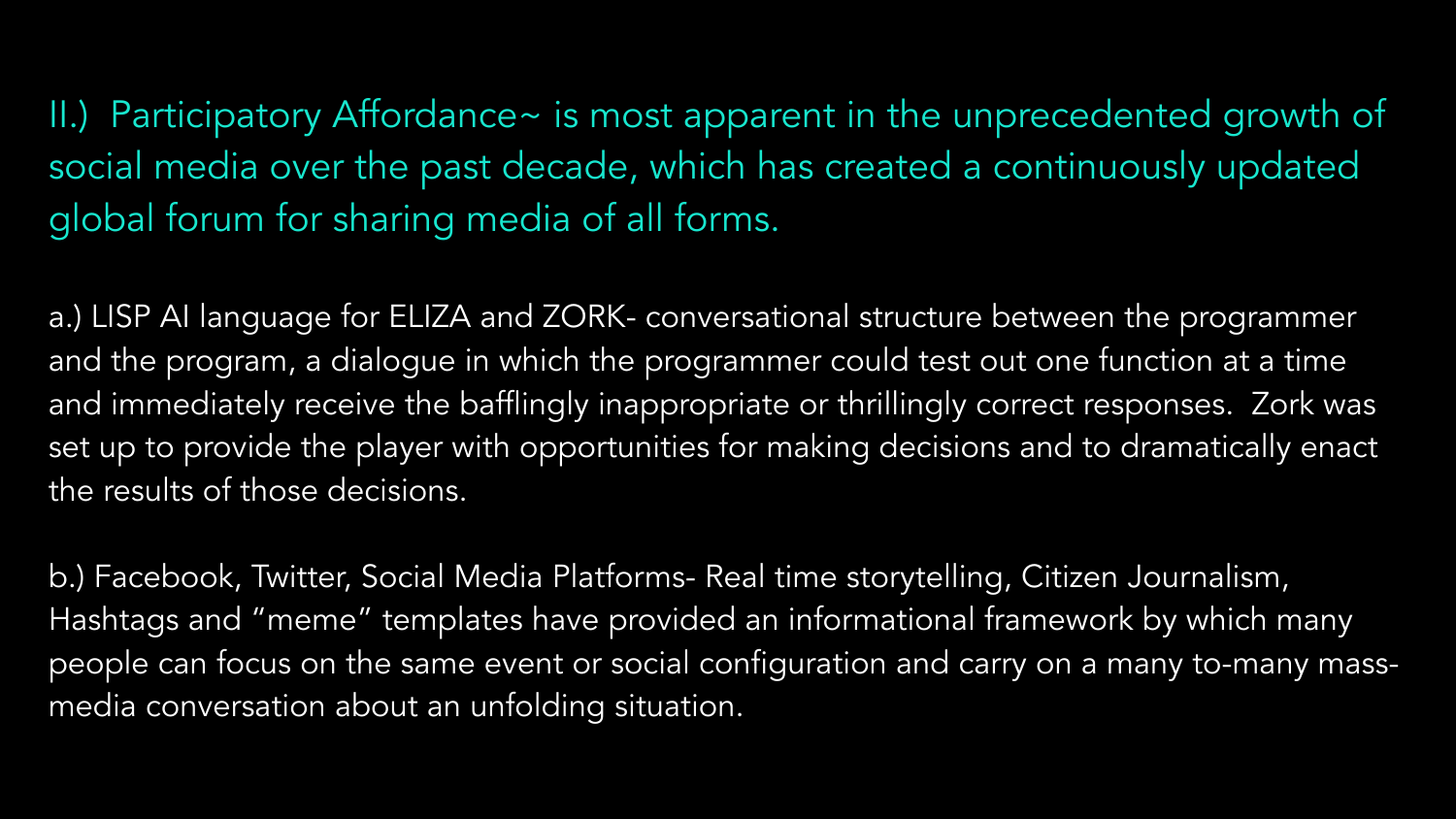## II.) Participatory Affordance~ is most apparent in the unprecedented growth of social media over the past decade, which has created a continuously updated global forum for sharing media of all forms.

a.) LISP AI language for ELIZA and ZORK- conversational structure between the programmer and the program, a dialogue in which the programmer could test out one function at a time and immediately receive the bafflingly inappropriate or thrillingly correct responses. Zork was set up to provide the player with opportunities for making decisions and to dramatically enact the results of those decisions.

b.) Facebook, Twitter, Social Media Platforms- Real time storytelling, Citizen Journalism, Hashtags and "meme" templates have provided an informational framework by which many people can focus on the same event or social configuration and carry on a many to-many mass-media conversation about an unfolding situation.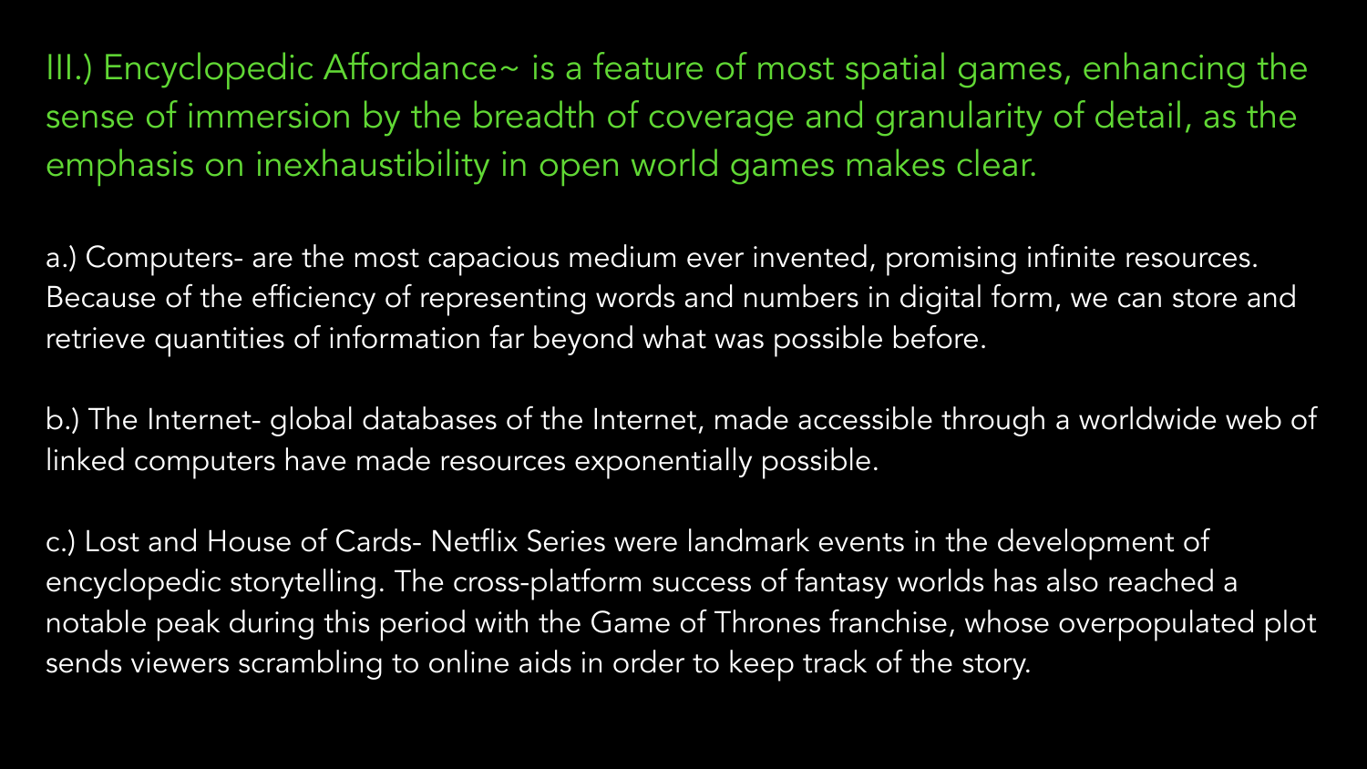## III.) Encyclopedic Affordance~ is a feature of most spatial games, enhancing the sense of immersion by the breadth of coverage and granularity of detail, as the emphasis on inexhaustibility in open world games makes clear.

a.) Computers- are the most capacious medium ever invented, promising infinite resources. Because of the efficiency of representing words and numbers in digital form, we can store and retrieve quantities of information far beyond what was possible before.

b.) The Internet- global databases of the Internet, made accessible through a worldwide web of linked computers have made resources exponentially possible.

c.) Lost and House of Cards- Netflix Series were landmark events in the development of encyclopedic storytelling. The cross-platform success of fantasy worlds has also reached a notable peak during this period with the Game of Thrones franchise, whose overpopulated plot sends viewers scrambling to online aids in order to keep track of the story.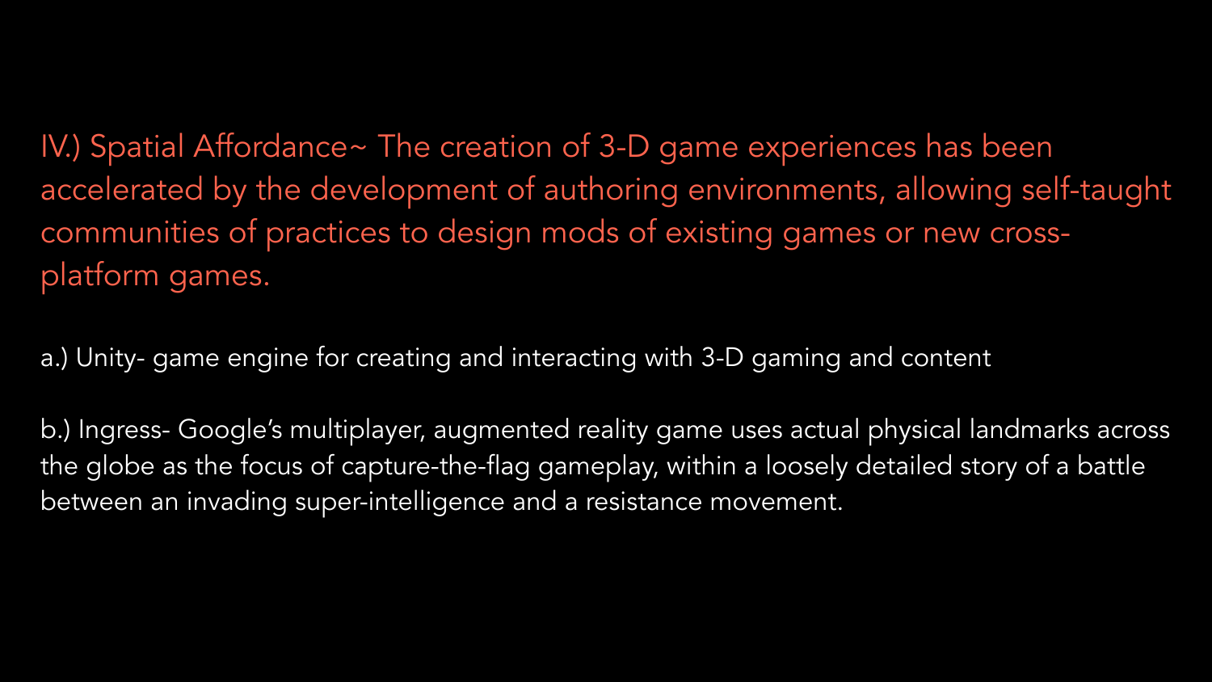IV.) Spatial Affordance~ The creation of 3-D game experiences has been accelerated by the development of authoring environments, allowing self-taught communities of practices to design mods of existing games or new cross-platform games.

a.) Unity- game engine for creating and interacting with 3-D gaming and content

b.) Ingress- Google's multiplayer, augmented reality game uses actual physical landmarks across the globe as the focus of capture-the-flag gameplay, within a loosely detailed story of a battle between an invading super-intelligence and a resistance movement.